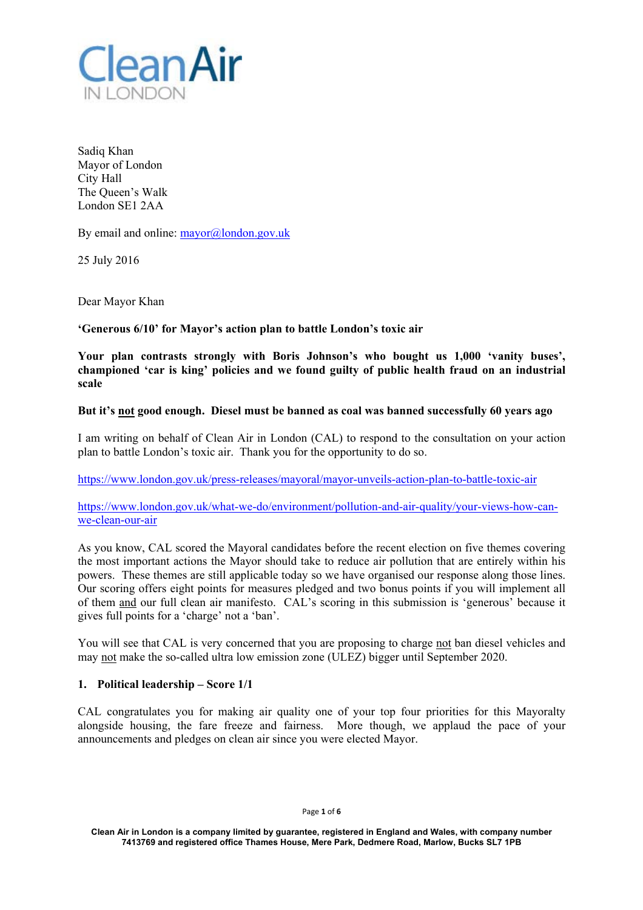Clean Air IN LONDON

Sadiq Khan
Mayor of London
City Hall
The Queen's Walk
London SE1 2AA

By email and online: mayor@london.gov.uk

25 July 2016

Dear Mayor Khan

**'Generous 6/10' for Mayor's action plan to battle London's toxic air**

**Your plan contrasts strongly with Boris Johnson's who bought us 1,000 'vanity buses', championed 'car is king' policies and we found guilty of public health fraud on an industrial scale**

**But it's <u>not</u> good enough. Diesel must be banned as coal was banned successfully 60 years ago**

I am writing on behalf of Clean Air in London (CAL) to respond to the consultation on your action plan to battle London's toxic air. Thank you for the opportunity to do so.

https://www.london.gov.uk/press-releases/mayoral/mayor-unveils-action-plan-to-battle-toxic-air

https://www.london.gov.uk/what-we-do/environment/pollution-and-air-quality/your-views-how-can-we-clean-our-air

As you know, CAL scored the Mayoral candidates before the recent election on five themes covering the most important actions the Mayor should take to reduce air pollution that are entirely within his powers. These themes are still applicable today so we have organised our response along those lines. Our scoring offers eight points for measures pledged and two bonus points if you will implement all of them <u>and</u> our full clean air manifesto. CAL's scoring in this submission is 'generous' because it gives full points for a 'charge' not a 'ban'.

You will see that CAL is very concerned that you are proposing to charge <u>not</u> ban diesel vehicles and may <u>not</u> make the so-called ultra low emission zone (ULEZ) bigger until September 2020.

## 1. Political leadership – Score 1/1

CAL congratulates you for making air quality one of your top four priorities for this Mayoralty alongside housing, the fare freeze and fairness. More though, we applaud the pace of your announcements and pledges on clean air since you were elected Mayor.

Clean Air in London is a company limited by guarantee, registered in England and Wales, with company number 7413769 and registered office Thames House, Mere Park, Dedmere Road, Marlow, Bucks SL7 1PB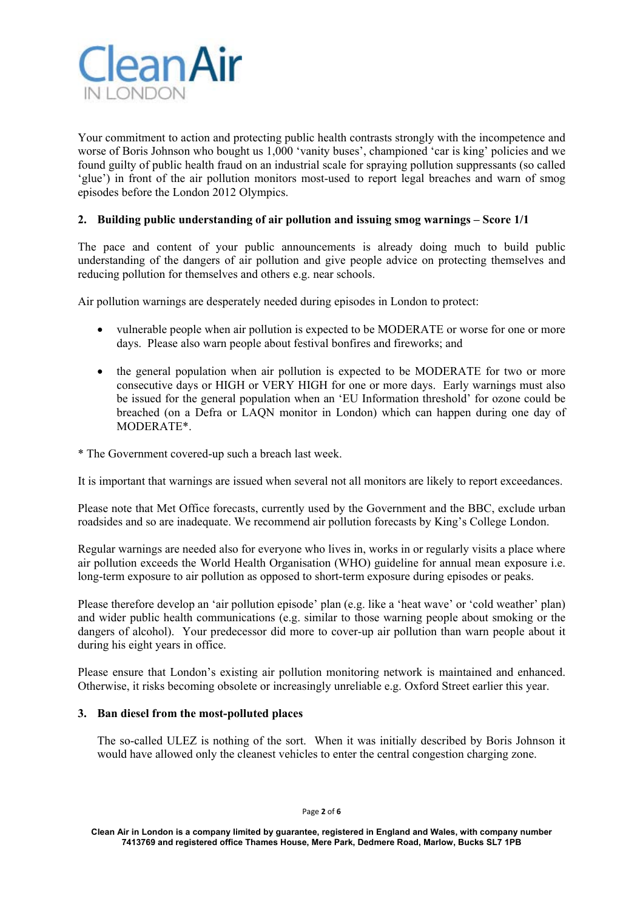Your commitment to action and protecting public health contrasts strongly with the incompetence and worse of Boris Johnson who bought us 1,000 'vanity buses', championed 'car is king' policies and we found guilty of public health fraud on an industrial scale for spraying pollution suppressants (so called 'glue') in front of the air pollution monitors most-used to report legal breaches and warn of smog episodes before the London 2012 Olympics.

**2. Building public understanding of air pollution and issuing smog warnings – Score 1/1**

The pace and content of your public announcements is already doing much to build public understanding of the dangers of air pollution and give people advice on protecting themselves and reducing pollution for themselves and others e.g. near schools.

Air pollution warnings are desperately needed during episodes in London to protect:

- vulnerable people when air pollution is expected to be MODERATE or worse for one or more days. Please also warn people about festival bonfires and fireworks; and
- the general population when air pollution is expected to be MODERATE for two or more consecutive days or HIGH or VERY HIGH for one or more days. Early warnings must also be issued for the general population when an 'EU Information threshold' for ozone could be breached (on a Defra or LAQN monitor in London) which can happen during one day of MODERATE*.

* The Government covered-up such a breach last week.

It is important that warnings are issued when several not all monitors are likely to report exceedances.

Please note that Met Office forecasts, currently used by the Government and the BBC, exclude urban roadsides and so are inadequate. We recommend air pollution forecasts by King's College London.

Regular warnings are needed also for everyone who lives in, works in or regularly visits a place where air pollution exceeds the World Health Organisation (WHO) guideline for annual mean exposure i.e. long-term exposure to air pollution as opposed to short-term exposure during episodes or peaks.

Please therefore develop an 'air pollution episode' plan (e.g. like a 'heat wave' or 'cold weather' plan) and wider public health communications (e.g. similar to those warning people about smoking or the dangers of alcohol). Your predecessor did more to cover-up air pollution than warn people about it during his eight years in office.

Please ensure that London's existing air pollution monitoring network is maintained and enhanced. Otherwise, it risks becoming obsolete or increasingly unreliable e.g. Oxford Street earlier this year.

**3. Ban diesel from the most-polluted places**

The so-called ULEZ is nothing of the sort. When it was initially described by Boris Johnson it would have allowed only the cleanest vehicles to enter the central congestion charging zone.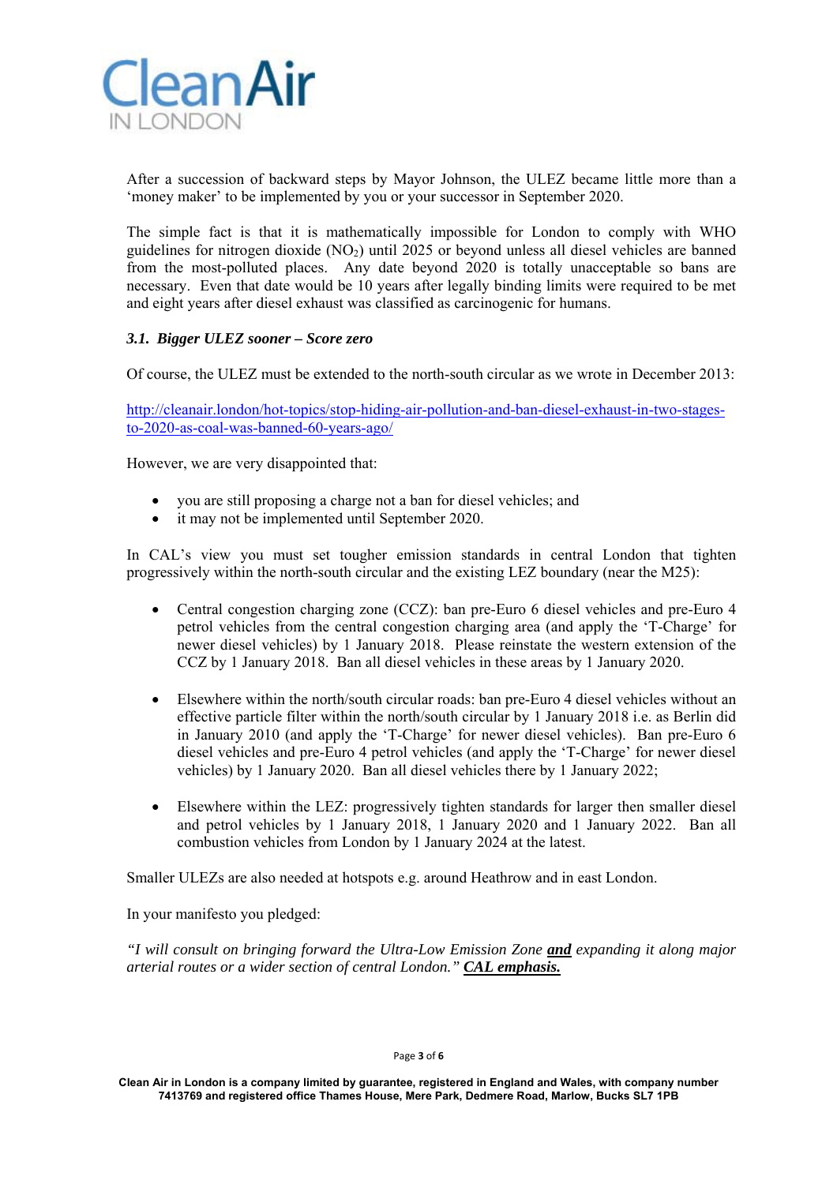After a succession of backward steps by Mayor Johnson, the ULEZ became little more than a 'money maker' to be implemented by you or your successor in September 2020.

The simple fact is that it is mathematically impossible for London to comply with WHO guidelines for nitrogen dioxide ($NO_2$) until 2025 or beyond unless all diesel vehicles are banned from the most-polluted places. Any date beyond 2020 is totally unacceptable so bans are necessary. Even that date would be 10 years after legally binding limits were required to be met and eight years after diesel exhaust was classified as carcinogenic for humans.

### *3.1. Bigger ULEZ sooner – Score zero*

Of course, the ULEZ must be extended to the north-south circular as we wrote in December 2013:

[http://cleanair.london/hot-topics/stop-hiding-air-pollution-and-ban-diesel-exhaust-in-two-stages-to-2020-as-coal-was-banned-60-years-ago/](http://cleanair.london/hot-topics/stop-hiding-air-pollution-and-ban-diesel-exhaust-in-two-stages-to-2020-as-coal-was-banned-60-years-ago/)

However, we are very disappointed that:

- you are still proposing a charge not a ban for diesel vehicles; and
- it may not be implemented until September 2020.

In CAL's view you must set tougher emission standards in central London that tighten progressively within the north-south circular and the existing LEZ boundary (near the M25):

- Central congestion charging zone (CCZ): ban pre-Euro 6 diesel vehicles and pre-Euro 4 petrol vehicles from the central congestion charging area (and apply the 'T-Charge' for newer diesel vehicles) by 1 January 2018. Please reinstate the western extension of the CCZ by 1 January 2018. Ban all diesel vehicles in these areas by 1 January 2020.

- Elsewhere within the north/south circular roads: ban pre-Euro 4 diesel vehicles without an effective particle filter within the north/south circular by 1 January 2018 i.e. as Berlin did in January 2010 (and apply the 'T-Charge' for newer diesel vehicles). Ban pre-Euro 6 diesel vehicles and pre-Euro 4 petrol vehicles (and apply the 'T-Charge' for newer diesel vehicles) by 1 January 2020. Ban all diesel vehicles there by 1 January 2022;

- Elsewhere within the LEZ: progressively tighten standards for larger then smaller diesel and petrol vehicles by 1 January 2018, 1 January 2020 and 1 January 2022. Ban all combustion vehicles from London by 1 January 2024 at the latest.

Smaller ULEZs are also needed at hotspots e.g. around Heathrow and in east London.

In your manifesto you pledged:

*"I will consult on bringing forward the Ultra-Low Emission Zone **<u>and</u>** expanding it along major arterial routes or a wider section of central London."* ***<u>CAL emphasis.</u>***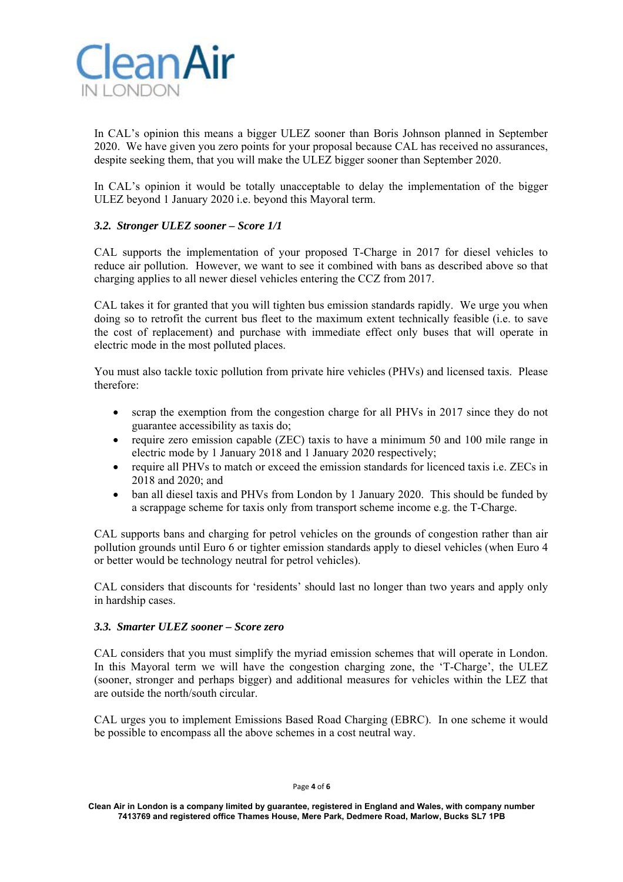In CAL's opinion this means a bigger ULEZ sooner than Boris Johnson planned in September 2020. We have given you zero points for your proposal because CAL has received no assurances, despite seeking them, that you will make the ULEZ bigger sooner than September 2020.

In CAL's opinion it would be totally unacceptable to delay the implementation of the bigger ULEZ beyond 1 January 2020 i.e. beyond this Mayoral term.

### *3.2. Stronger ULEZ sooner – Score 1/1*

CAL supports the implementation of your proposed T-Charge in 2017 for diesel vehicles to reduce air pollution. However, we want to see it combined with bans as described above so that charging applies to all newer diesel vehicles entering the CCZ from 2017.

CAL takes it for granted that you will tighten bus emission standards rapidly. We urge you when doing so to retrofit the current bus fleet to the maximum extent technically feasible (i.e. to save the cost of replacement) and purchase with immediate effect only buses that will operate in electric mode in the most polluted places.

You must also tackle toxic pollution from private hire vehicles (PHVs) and licensed taxis. Please therefore:

- scrap the exemption from the congestion charge for all PHVs in 2017 since they do not guarantee accessibility as taxis do;
- require zero emission capable (ZEC) taxis to have a minimum 50 and 100 mile range in electric mode by 1 January 2018 and 1 January 2020 respectively;
- require all PHVs to match or exceed the emission standards for licenced taxis i.e. ZECs in 2018 and 2020; and
- ban all diesel taxis and PHVs from London by 1 January 2020. This should be funded by a scrappage scheme for taxis only from transport scheme income e.g. the T-Charge.

CAL supports bans and charging for petrol vehicles on the grounds of congestion rather than air pollution grounds until Euro 6 or tighter emission standards apply to diesel vehicles (when Euro 4 or better would be technology neutral for petrol vehicles).

CAL considers that discounts for 'residents' should last no longer than two years and apply only in hardship cases.

### *3.3. Smarter ULEZ sooner – Score zero*

CAL considers that you must simplify the myriad emission schemes that will operate in London. In this Mayoral term we will have the congestion charging zone, the 'T-Charge', the ULEZ (sooner, stronger and perhaps bigger) and additional measures for vehicles within the LEZ that are outside the north/south circular.

CAL urges you to implement Emissions Based Road Charging (EBRC). In one scheme it would be possible to encompass all the above schemes in a cost neutral way.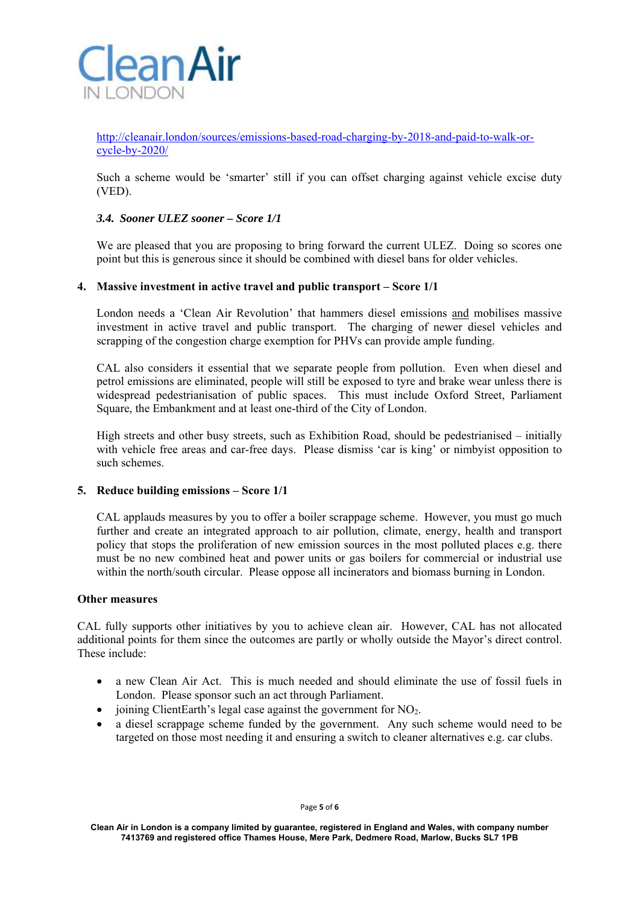http://cleanair.london/sources/emissions-based-road-charging-by-2018-and-paid-to-walk-or-cycle-by-2020/

Such a scheme would be 'smarter' still if you can offset charging against vehicle excise duty (VED).

### *3.4. Sooner ULEZ sooner – Score 1/1*

We are pleased that you are proposing to bring forward the current ULEZ. Doing so scores one point but this is generous since it should be combined with diesel bans for older vehicles.

## 4. Massive investment in active travel and public transport – Score 1/1

London needs a 'Clean Air Revolution' that hammers diesel emissions and mobilises massive investment in active travel and public transport. The charging of newer diesel vehicles and scrapping of the congestion charge exemption for PHVs can provide ample funding.

CAL also considers it essential that we separate people from pollution. Even when diesel and petrol emissions are eliminated, people will still be exposed to tyre and brake wear unless there is widespread pedestrianisation of public spaces. This must include Oxford Street, Parliament Square, the Embankment and at least one-third of the City of London.

High streets and other busy streets, such as Exhibition Road, should be pedestrianised – initially with vehicle free areas and car-free days. Please dismiss 'car is king' or nimbyist opposition to such schemes.

## 5. Reduce building emissions – Score 1/1

CAL applauds measures by you to offer a boiler scrappage scheme. However, you must go much further and create an integrated approach to air pollution, climate, energy, health and transport policy that stops the proliferation of new emission sources in the most polluted places e.g. there must be no new combined heat and power units or gas boilers for commercial or industrial use within the north/south circular. Please oppose all incinerators and biomass burning in London.

## Other measures

CAL fully supports other initiatives by you to achieve clean air. However, CAL has not allocated additional points for them since the outcomes are partly or wholly outside the Mayor's direct control. These include:

- a new Clean Air Act. This is much needed and should eliminate the use of fossil fuels in London. Please sponsor such an act through Parliament.
- joining ClientEarth's legal case against the government for $NO_2$.
- a diesel scrappage scheme funded by the government. Any such scheme would need to be targeted on those most needing it and ensuring a switch to cleaner alternatives e.g. car clubs.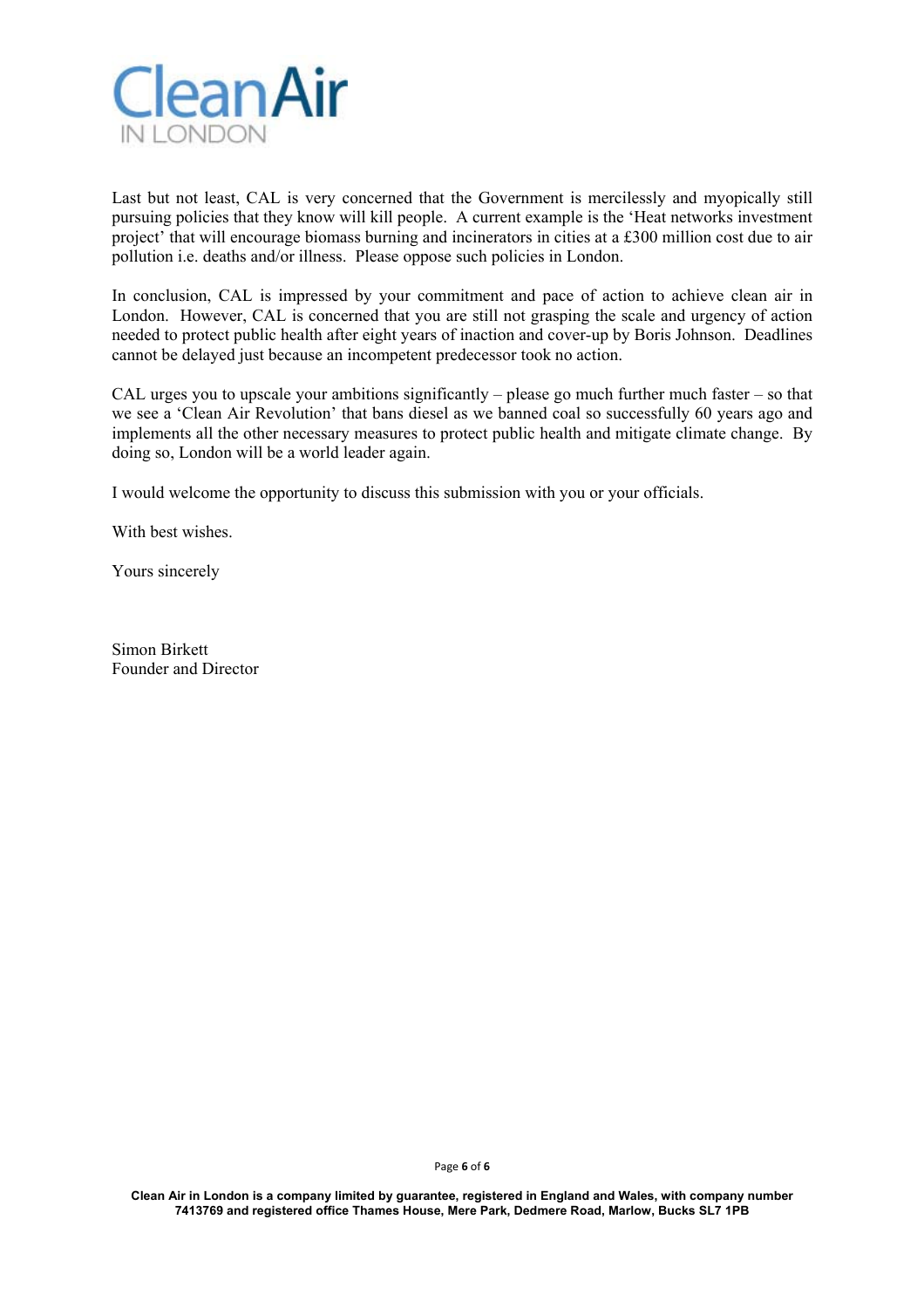Last but not least, CAL is very concerned that the Government is mercilessly and myopically still pursuing policies that they know will kill people. A current example is the 'Heat networks investment project' that will encourage biomass burning and incinerators in cities at a £300 million cost due to air pollution i.e. deaths and/or illness. Please oppose such policies in London.

In conclusion, CAL is impressed by your commitment and pace of action to achieve clean air in London. However, CAL is concerned that you are still not grasping the scale and urgency of action needed to protect public health after eight years of inaction and cover-up by Boris Johnson. Deadlines cannot be delayed just because an incompetent predecessor took no action.

CAL urges you to upscale your ambitions significantly – please go much further much faster – so that we see a 'Clean Air Revolution' that bans diesel as we banned coal so successfully 60 years ago and implements all the other necessary measures to protect public health and mitigate climate change. By doing so, London will be a world leader again.

I would welcome the opportunity to discuss this submission with you or your officials.

With best wishes.

Yours sincerely

Simon Birkett
Founder and Director

**Clean Air in London is a company limited by guarantee, registered in England and Wales, with company number 7413769 and registered office Thames House, Mere Park, Dedmere Road, Marlow, Bucks SL7 1PB**